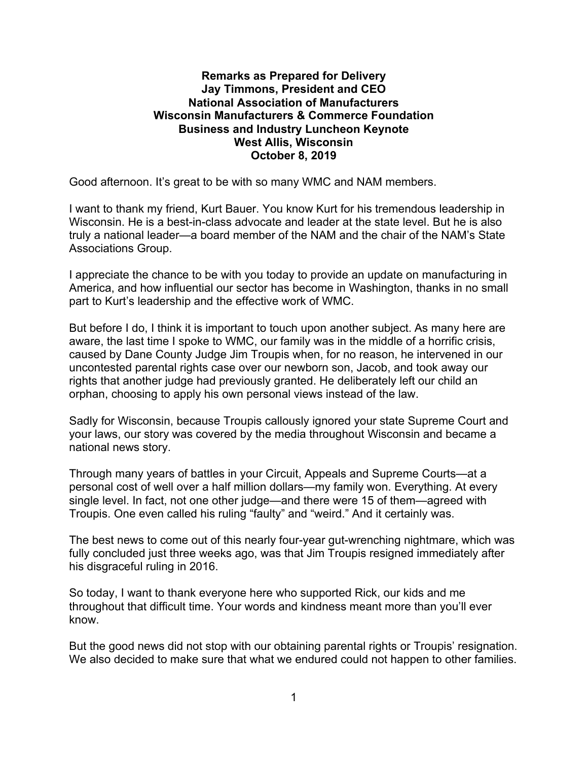**Remarks as Prepared for Delivery**
**Jay Timmons, President and CEO**
**National Association of Manufacturers**
**Wisconsin Manufacturers & Commerce Foundation**
**Business and Industry Luncheon Keynote**
**West Allis, Wisconsin**
**October 8, 2019**

Good afternoon. It's great to be with so many WMC and NAM members.

I want to thank my friend, Kurt Bauer. You know Kurt for his tremendous leadership in Wisconsin. He is a best-in-class advocate and leader at the state level. But he is also truly a national leader—a board member of the NAM and the chair of the NAM's State Associations Group.

I appreciate the chance to be with you today to provide an update on manufacturing in America, and how influential our sector has become in Washington, thanks in no small part to Kurt's leadership and the effective work of WMC.

But before I do, I think it is important to touch upon another subject. As many here are aware, the last time I spoke to WMC, our family was in the middle of a horrific crisis, caused by Dane County Judge Jim Troupis when, for no reason, he intervened in our uncontested parental rights case over our newborn son, Jacob, and took away our rights that another judge had previously granted. He deliberately left our child an orphan, choosing to apply his own personal views instead of the law.

Sadly for Wisconsin, because Troupis callously ignored your state Supreme Court and your laws, our story was covered by the media throughout Wisconsin and became a national news story.

Through many years of battles in your Circuit, Appeals and Supreme Courts—at a personal cost of well over a half million dollars—my family won. Everything. At every single level. In fact, not one other judge—and there were 15 of them—agreed with Troupis. One even called his ruling "faulty" and "weird." And it certainly was.

The best news to come out of this nearly four-year gut-wrenching nightmare, which was fully concluded just three weeks ago, was that Jim Troupis resigned immediately after his disgraceful ruling in 2016.

So today, I want to thank everyone here who supported Rick, our kids and me throughout that difficult time. Your words and kindness meant more than you'll ever know.

But the good news did not stop with our obtaining parental rights or Troupis' resignation. We also decided to make sure that what we endured could not happen to other families.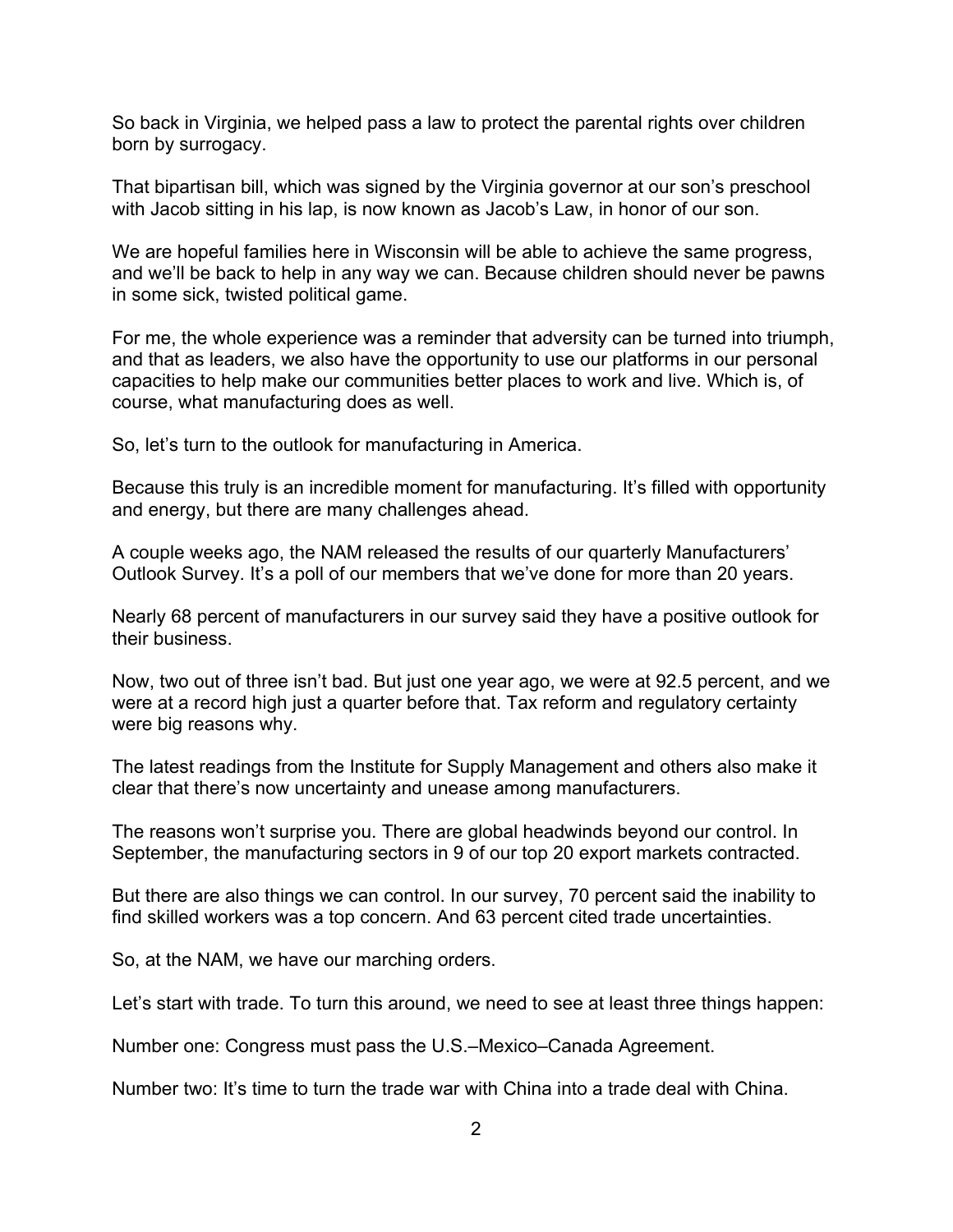So back in Virginia, we helped pass a law to protect the parental rights over children born by surrogacy.

That bipartisan bill, which was signed by the Virginia governor at our son's preschool with Jacob sitting in his lap, is now known as Jacob's Law, in honor of our son.

We are hopeful families here in Wisconsin will be able to achieve the same progress, and we'll be back to help in any way we can. Because children should never be pawns in some sick, twisted political game.

For me, the whole experience was a reminder that adversity can be turned into triumph, and that as leaders, we also have the opportunity to use our platforms in our personal capacities to help make our communities better places to work and live. Which is, of course, what manufacturing does as well.

So, let's turn to the outlook for manufacturing in America.

Because this truly is an incredible moment for manufacturing. It's filled with opportunity and energy, but there are many challenges ahead.

A couple weeks ago, the NAM released the results of our quarterly Manufacturers' Outlook Survey. It's a poll of our members that we've done for more than 20 years.

Nearly 68 percent of manufacturers in our survey said they have a positive outlook for their business.

Now, two out of three isn't bad. But just one year ago, we were at 92.5 percent, and we were at a record high just a quarter before that. Tax reform and regulatory certainty were big reasons why.

The latest readings from the Institute for Supply Management and others also make it clear that there's now uncertainty and unease among manufacturers.

The reasons won't surprise you. There are global headwinds beyond our control. In September, the manufacturing sectors in 9 of our top 20 export markets contracted.

But there are also things we can control. In our survey, 70 percent said the inability to find skilled workers was a top concern. And 63 percent cited trade uncertainties.

So, at the NAM, we have our marching orders.

Let's start with trade. To turn this around, we need to see at least three things happen:

Number one: Congress must pass the U.S.–Mexico–Canada Agreement.

Number two: It's time to turn the trade war with China into a trade deal with China.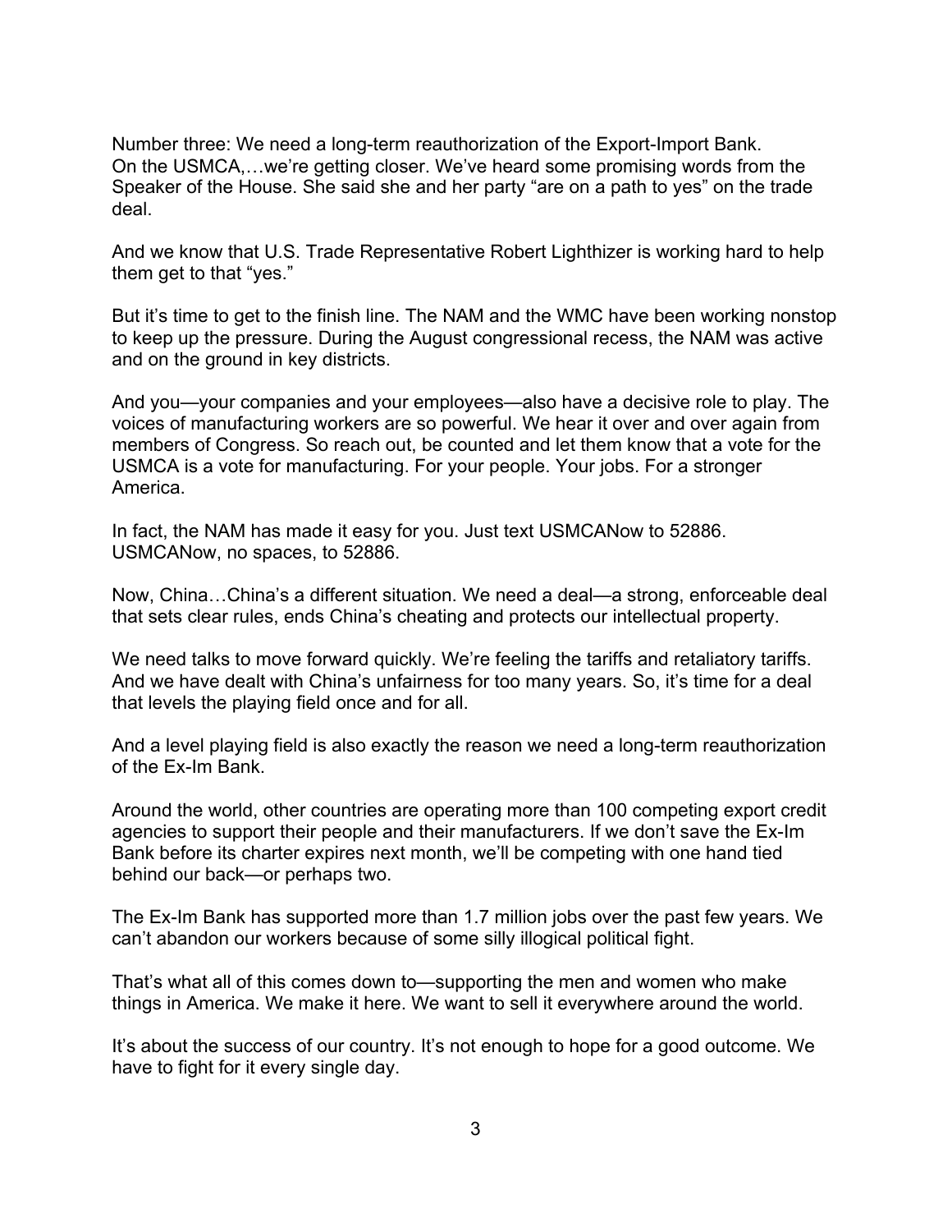Number three: We need a long-term reauthorization of the Export-Import Bank.
On the USMCA,…we're getting closer. We've heard some promising words from the Speaker of the House. She said she and her party "are on a path to yes" on the trade deal.

And we know that U.S. Trade Representative Robert Lighthizer is working hard to help them get to that "yes."

But it's time to get to the finish line. The NAM and the WMC have been working nonstop to keep up the pressure. During the August congressional recess, the NAM was active and on the ground in key districts.

And you—your companies and your employees—also have a decisive role to play. The voices of manufacturing workers are so powerful. We hear it over and over again from members of Congress. So reach out, be counted and let them know that a vote for the USMCA is a vote for manufacturing. For your people. Your jobs. For a stronger America.

In fact, the NAM has made it easy for you. Just text USMCANow to 52886. USMCANow, no spaces, to 52886.

Now, China…China's a different situation. We need a deal—a strong, enforceable deal that sets clear rules, ends China's cheating and protects our intellectual property.

We need talks to move forward quickly. We're feeling the tariffs and retaliatory tariffs. And we have dealt with China's unfairness for too many years. So, it's time for a deal that levels the playing field once and for all.

And a level playing field is also exactly the reason we need a long-term reauthorization of the Ex-Im Bank.

Around the world, other countries are operating more than 100 competing export credit agencies to support their people and their manufacturers. If we don't save the Ex-Im Bank before its charter expires next month, we'll be competing with one hand tied behind our back—or perhaps two.

The Ex-Im Bank has supported more than 1.7 million jobs over the past few years. We can't abandon our workers because of some silly illogical political fight.

That's what all of this comes down to—supporting the men and women who make things in America. We make it here. We want to sell it everywhere around the world.

It's about the success of our country. It's not enough to hope for a good outcome. We have to fight for it every single day.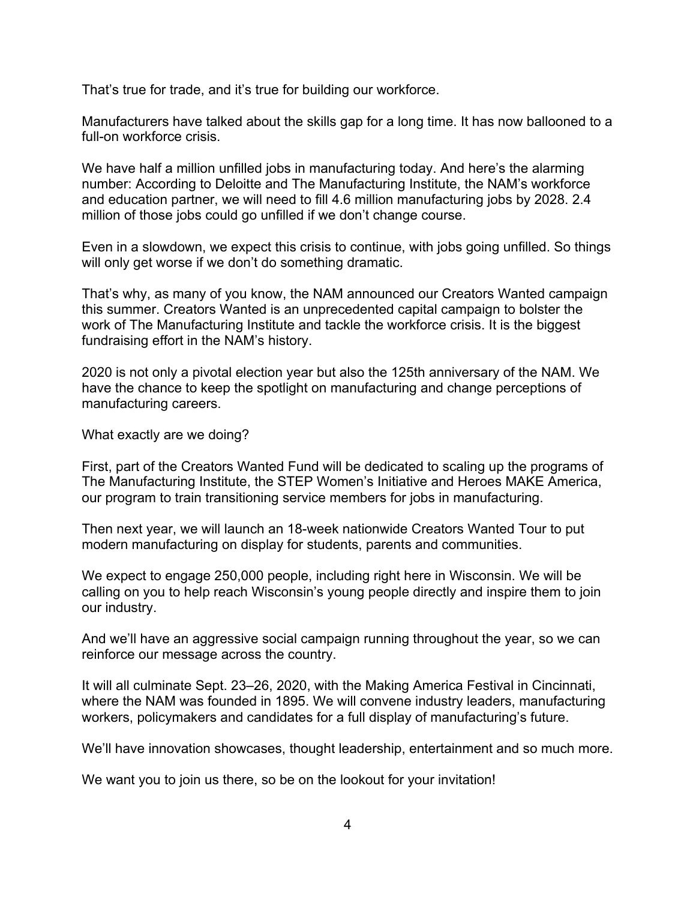That’s true for trade, and it’s true for building our workforce.

Manufacturers have talked about the skills gap for a long time. It has now ballooned to a full-on workforce crisis.

We have half a million unfilled jobs in manufacturing today. And here’s the alarming number: According to Deloitte and The Manufacturing Institute, the NAM’s workforce and education partner, we will need to fill 4.6 million manufacturing jobs by 2028. 2.4 million of those jobs could go unfilled if we don’t change course.

Even in a slowdown, we expect this crisis to continue, with jobs going unfilled. So things will only get worse if we don’t do something dramatic.

That’s why, as many of you know, the NAM announced our Creators Wanted campaign this summer. Creators Wanted is an unprecedented capital campaign to bolster the work of The Manufacturing Institute and tackle the workforce crisis. It is the biggest fundraising effort in the NAM’s history.

2020 is not only a pivotal election year but also the 125th anniversary of the NAM. We have the chance to keep the spotlight on manufacturing and change perceptions of manufacturing careers.

What exactly are we doing?

First, part of the Creators Wanted Fund will be dedicated to scaling up the programs of The Manufacturing Institute, the STEP Women’s Initiative and Heroes MAKE America, our program to train transitioning service members for jobs in manufacturing.

Then next year, we will launch an 18-week nationwide Creators Wanted Tour to put modern manufacturing on display for students, parents and communities.

We expect to engage 250,000 people, including right here in Wisconsin. We will be calling on you to help reach Wisconsin’s young people directly and inspire them to join our industry.

And we’ll have an aggressive social campaign running throughout the year, so we can reinforce our message across the country.

It will all culminate Sept. 23–26, 2020, with the Making America Festival in Cincinnati, where the NAM was founded in 1895. We will convene industry leaders, manufacturing workers, policymakers and candidates for a full display of manufacturing’s future.

We’ll have innovation showcases, thought leadership, entertainment and so much more.

We want you to join us there, so be on the lookout for your invitation!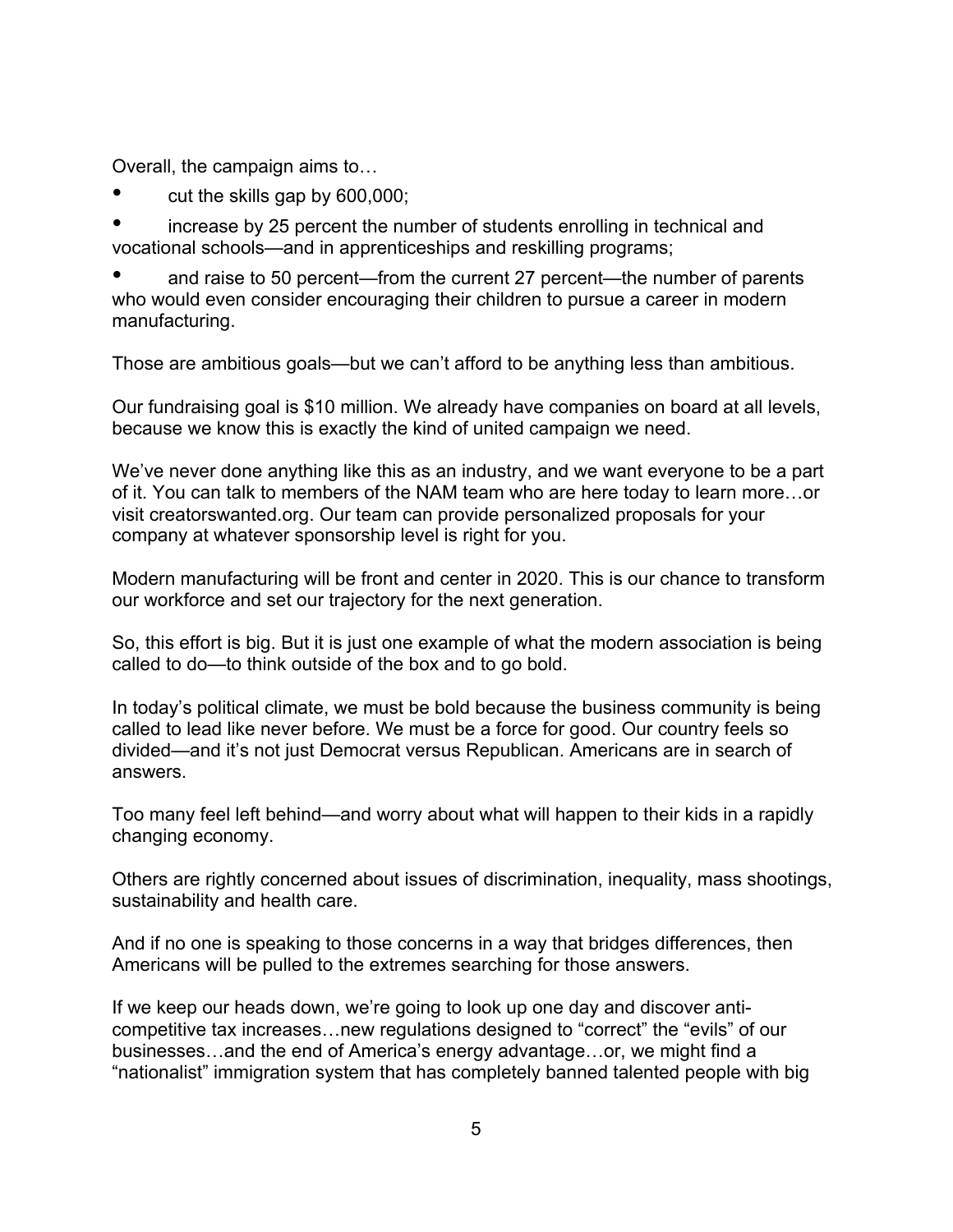Overall, the campaign aims to…

- cut the skills gap by 600,000;
- increase by 25 percent the number of students enrolling in technical and vocational schools—and in apprenticeships and reskilling programs;
- and raise to 50 percent—from the current 27 percent—the number of parents who would even consider encouraging their children to pursue a career in modern manufacturing.

Those are ambitious goals—but we can't afford to be anything less than ambitious.

Our fundraising goal is $10 million. We already have companies on board at all levels, because we know this is exactly the kind of united campaign we need.

We've never done anything like this as an industry, and we want everyone to be a part of it. You can talk to members of the NAM team who are here today to learn more…or visit creatorswanted.org. Our team can provide personalized proposals for your company at whatever sponsorship level is right for you.

Modern manufacturing will be front and center in 2020. This is our chance to transform our workforce and set our trajectory for the next generation.

So, this effort is big. But it is just one example of what the modern association is being called to do—to think outside of the box and to go bold.

In today's political climate, we must be bold because the business community is being called to lead like never before. We must be a force for good. Our country feels so divided—and it's not just Democrat versus Republican. Americans are in search of answers.

Too many feel left behind—and worry about what will happen to their kids in a rapidly changing economy.

Others are rightly concerned about issues of discrimination, inequality, mass shootings, sustainability and health care.

And if no one is speaking to those concerns in a way that bridges differences, then Americans will be pulled to the extremes searching for those answers.

If we keep our heads down, we're going to look up one day and discover anti-competitive tax increases…new regulations designed to "correct" the "evils" of our businesses…and the end of America's energy advantage…or, we might find a "nationalist" immigration system that has completely banned talented people with big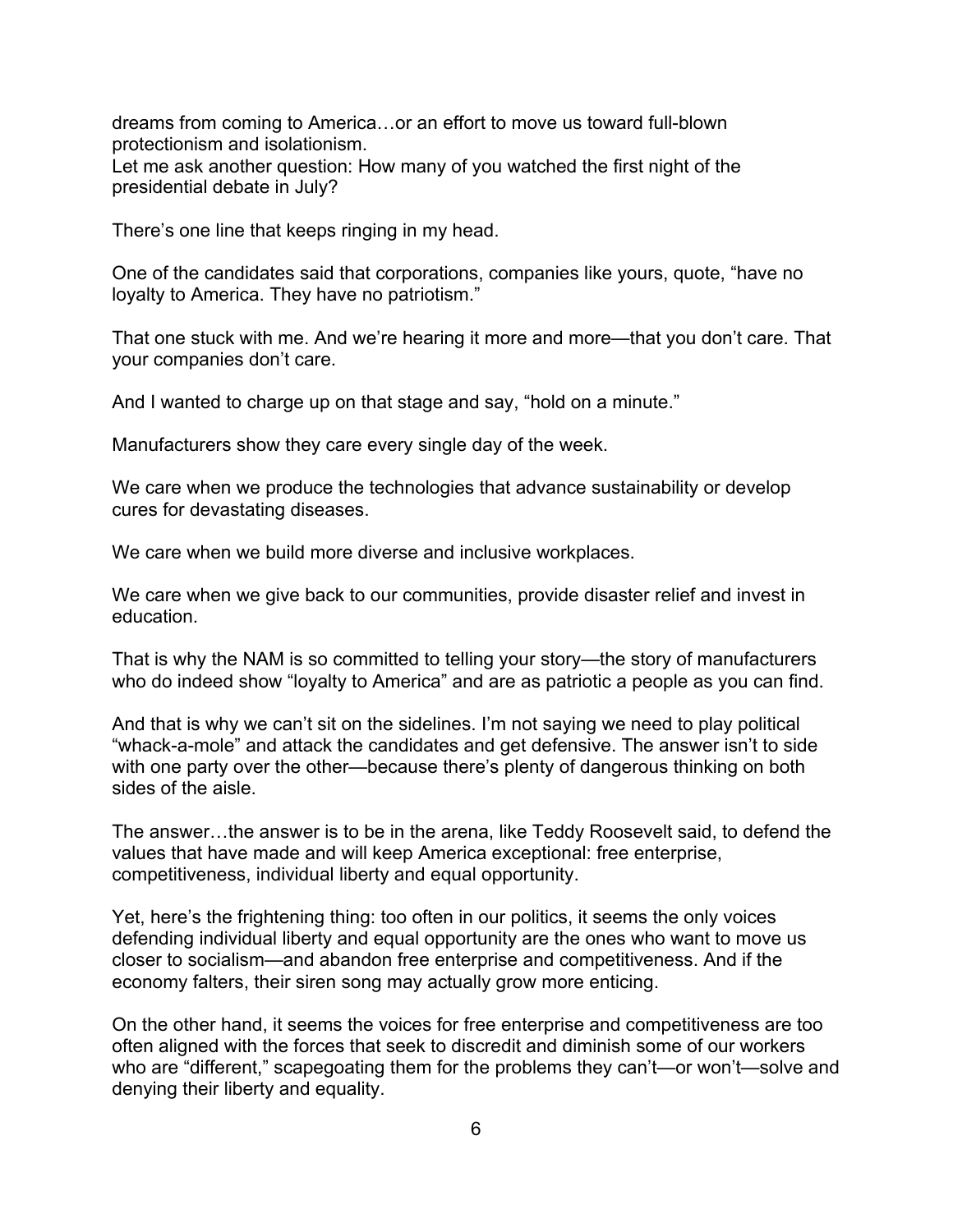dreams from coming to America…or an effort to move us toward full-blown protectionism and isolationism.
Let me ask another question: How many of you watched the first night of the presidential debate in July?

There's one line that keeps ringing in my head.

One of the candidates said that corporations, companies like yours, quote, "have no loyalty to America. They have no patriotism."

That one stuck with me. And we're hearing it more and more—that you don't care. That your companies don't care.

And I wanted to charge up on that stage and say, "hold on a minute."

Manufacturers show they care every single day of the week.

We care when we produce the technologies that advance sustainability or develop cures for devastating diseases.

We care when we build more diverse and inclusive workplaces.

We care when we give back to our communities, provide disaster relief and invest in education.

That is why the NAM is so committed to telling your story—the story of manufacturers who do indeed show "loyalty to America" and are as patriotic a people as you can find.

And that is why we can't sit on the sidelines. I'm not saying we need to play political "whack-a-mole" and attack the candidates and get defensive. The answer isn't to side with one party over the other—because there's plenty of dangerous thinking on both sides of the aisle.

The answer…the answer is to be in the arena, like Teddy Roosevelt said, to defend the values that have made and will keep America exceptional: free enterprise, competitiveness, individual liberty and equal opportunity.

Yet, here's the frightening thing: too often in our politics, it seems the only voices defending individual liberty and equal opportunity are the ones who want to move us closer to socialism—and abandon free enterprise and competitiveness. And if the economy falters, their siren song may actually grow more enticing.

On the other hand, it seems the voices for free enterprise and competitiveness are too often aligned with the forces that seek to discredit and diminish some of our workers who are "different," scapegoating them for the problems they can't—or won't—solve and denying their liberty and equality.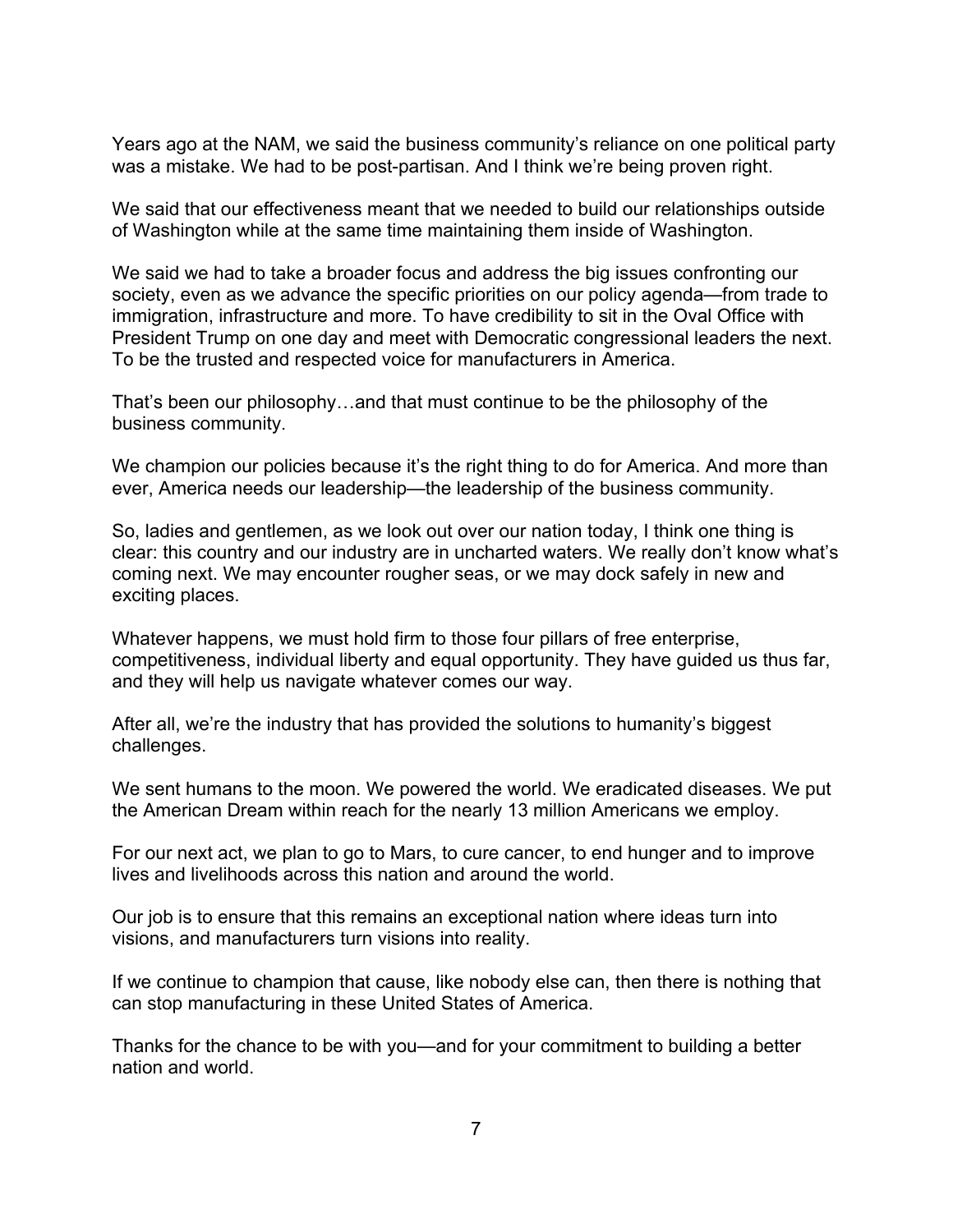Years ago at the NAM, we said the business community's reliance on one political party was a mistake. We had to be post-partisan. And I think we're being proven right.

We said that our effectiveness meant that we needed to build our relationships outside of Washington while at the same time maintaining them inside of Washington.

We said we had to take a broader focus and address the big issues confronting our society, even as we advance the specific priorities on our policy agenda—from trade to immigration, infrastructure and more. To have credibility to sit in the Oval Office with President Trump on one day and meet with Democratic congressional leaders the next. To be the trusted and respected voice for manufacturers in America.

That's been our philosophy…and that must continue to be the philosophy of the business community.

We champion our policies because it's the right thing to do for America. And more than ever, America needs our leadership—the leadership of the business community.

So, ladies and gentlemen, as we look out over our nation today, I think one thing is clear: this country and our industry are in uncharted waters. We really don't know what's coming next. We may encounter rougher seas, or we may dock safely in new and exciting places.

Whatever happens, we must hold firm to those four pillars of free enterprise, competitiveness, individual liberty and equal opportunity. They have guided us thus far, and they will help us navigate whatever comes our way.

After all, we're the industry that has provided the solutions to humanity's biggest challenges.

We sent humans to the moon. We powered the world. We eradicated diseases. We put the American Dream within reach for the nearly 13 million Americans we employ.

For our next act, we plan to go to Mars, to cure cancer, to end hunger and to improve lives and livelihoods across this nation and around the world.

Our job is to ensure that this remains an exceptional nation where ideas turn into visions, and manufacturers turn visions into reality.

If we continue to champion that cause, like nobody else can, then there is nothing that can stop manufacturing in these United States of America.

Thanks for the chance to be with you—and for your commitment to building a better nation and world.